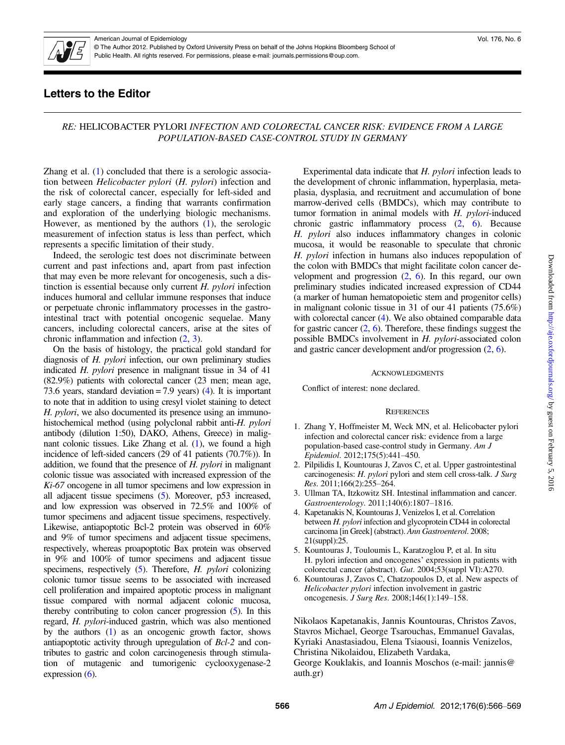# Letters to the Editor

## RE: HELICOBACTER PYLORI *INFECTION AND COLORECTAL CANCER RISK: EVIDENCE FROM A LARGE POPULATION-BASED CASE-CONTROL STUDY IN GERMANY*

Zhang et al. (1) concluded that there is a serologic association between *Helicobacter pylori* (*H. pylori*) infection and the risk of colorectal cancer, especially for left-sided and early stage cancers, a finding that warrants confirmation and exploration of the underlying biologic mechanisms. However, as mentioned by the authors (1), the serologic measurement of infection status is less than perfect, which represents a specific limitation of their study.

Indeed, the serologic test does not discriminate between current and past infections and, apart from past infection that may even be more relevant for oncogenesis, such a distinction is essential because only current *H. pylori* infection induces humoral and cellular immune responses that induce or perpetuate chronic inflammatory processes in the gastrointestinal tract with potential oncogenic sequelae. Many cancers, including colorectal cancers, arise at the sites of chronic inflammation and infection (2, 3).

On the basis of histology, the practical gold standard for diagnosis of *H. pylori* infection, our own preliminary studies indicated *H. pylori* presence in malignant tissue in 34 of 41 (82.9%) patients with colorectal cancer (23 men; mean age, 73.6 years, standard deviation = 7.9 years) (4). It is important to note that in addition to using cresyl violet staining to detect *H. pylori*, we also documented its presence using an immunohistochemical method (using polyclonal rabbit anti-*H. pylori* antibody (dilution 1:50), DAKO, Athens, Greece) in malignant colonic tissues. Like Zhang et al. (1), we found a high incidence of left-sided cancers (29 of 41 patients (70.7%)). In addition, we found that the presence of *H. pylori* in malignant colonic tissue was associated with increased expression of the *Ki-67* oncogene in all tumor specimens and low expression in all adjacent tissue specimens (5). Moreover, p53 increased, and low expression was observed in 72.5% and 100% of tumor specimens and adjacent tissue specimens, respectively. Likewise, antiapoptotic Bcl-2 protein was observed in 60% and 9% of tumor specimens and adjacent tissue specimens, respectively, whereas proapoptotic Bax protein was observed in 9% and 100% of tumor specimens and adjacent tissue specimens, respectively (5). Therefore, *H. pylori* colonizing colonic tumor tissue seems to be associated with increased cell proliferation and impaired apoptotic process in malignant tissue compared with normal adjacent colonic mucosa, thereby contributing to colon cancer progression (5). In this regard, *H. pylori*-induced gastrin, which was also mentioned by the authors (1) as an oncogenic growth factor, shows antiapoptotic activity through upregulation of *Bcl-2* and contributes to gastric and colon carcinogenesis through stimulation of mutagenic and tumorigenic cyclooxygenase-2 expression (6).

Experimental data indicate that *H. pylori* infection leads to the development of chronic inflammation, hyperplasia, metaplasia, dysplasia, and recruitment and accumulation of bone marrow-derived cells (BMDCs), which may contribute to tumor formation in animal models with *H. pylori*-induced chronic gastric inflammatory process (2, 6). Because *H. pylori* also induces inflammatory changes in colonic mucosa, it would be reasonable to speculate that chronic *H. pylori* infection in humans also induces repopulation of the colon with BMDCs that might facilitate colon cancer development and progression (2, 6). In this regard, our own preliminary studies indicated increased expression of CD44 (a marker of human hematopoietic stem and progenitor cells) in malignant colonic tissue in 31 of our 41 patients (75.6%) with colorectal cancer (4). We also obtained comparable data for gastric cancer (2, 6). Therefore, these findings suggest the possible BMDCs involvement in *H. pylori*-associated colon and gastric cancer development and/or progression (2, 6).

### Acknowledgments

Conflict of interest: none declared.

### References

1. Zhang Y, Hoffmeister M, Weck MN, et al. Helicobacter pylori infection and colorectal cancer risk: evidence from a large population-based case-control study in Germany. *Am J Epidemiol*. 2012;175(5):441–450.
2. Pilpilidis I, Kountouras J, Zavos C, et al. Upper gastrointestinal carcinogenesis: *H. pylori* pylori and stem cell cross-talk. *J Surg Res*. 2011;166(2):255–264.
3. Ullman TA, Itzkowitz SH. Intestinal inflammation and cancer. *Gastroenterology*. 2011;140(6):1807–1816.
4. Kapetanakis N, Kountouras J, Venizelos I, et al. Correlation between *H. pylori* infection and glycoprotein CD44 in colorectal carcinoma [in Greek] (abstract). *Ann Gastroenterol*. 2008; 21(suppl):25.
5. Kountouras J, Touloumis L, Karatzoglou P, et al. In situ H. pylori infection and oncogenes' expression in patients with colorectal cancer (abstract). *Gut*. 2004;53(suppl VI):A270.
6. Kountouras J, Zavos C, Chatzopoulos D, et al. New aspects of *Helicobacter pylori* infection involvement in gastric oncogenesis. *J Surg Res*. 2008;146(1):149–158.

Nikolaos Kapetanakis, Jannis Kountouras, Christos Zavos, Stavros Michael, George Tsarouchas, Emmanuel Gavalas, Kyriaki Anastasiadou, Elena Tsiaousi, Ioannis Venizelos, Christina Nikolaidou, Elizabeth Vardaka, George Kouklakis, and Ioannis Moschos (e-mail: jannis@auth.gr)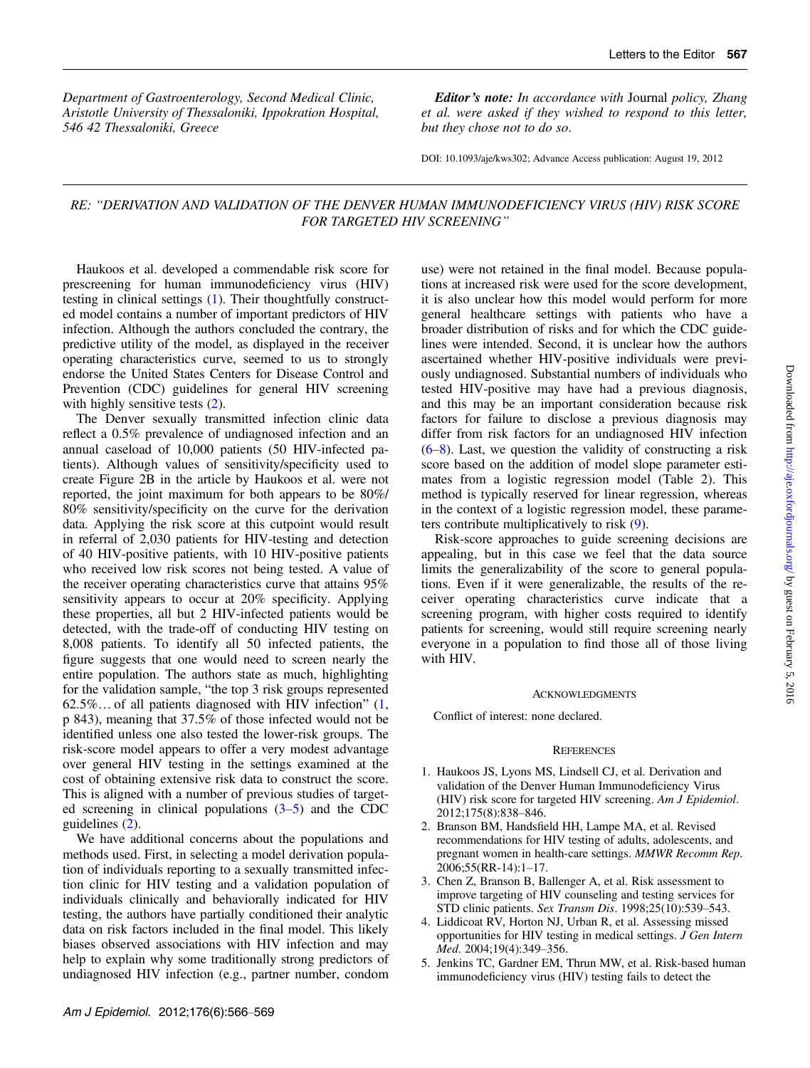Department of Gastroenterology, Second Medical Clinic, Aristotle University of Thessaloniki, Ippokration Hospital, 546 42 Thessaloniki, Greece

***Editor's note:*** *In accordance with* Journal *policy, Zhang et al. were asked if they wished to respond to this letter, but they chose not to do so.*

DOI: 10.1093/aje/kws302; Advance Access publication: August 19, 2012

## RE: "DERIVATION AND VALIDATION OF THE DENVER HUMAN IMMUNODEFICIENCY VIRUS (HIV) RISK SCORE FOR TARGETED HIV SCREENING"

Haukoos et al. developed a commendable risk score for prescreening for human immunodeficiency virus (HIV) testing in clinical settings (1). Their thoughtfully constructed model contains a number of important predictors of HIV infection. Although the authors concluded the contrary, the predictive utility of the model, as displayed in the receiver operating characteristics curve, seemed to us to strongly endorse the United States Centers for Disease Control and Prevention (CDC) guidelines for general HIV screening with highly sensitive tests (2).

The Denver sexually transmitted infection clinic data reflect a 0.5% prevalence of undiagnosed infection and an annual caseload of 10,000 patients (50 HIV-infected patients). Although values of sensitivity/specificity used to create Figure 2B in the article by Haukoos et al. were not reported, the joint maximum for both appears to be 80%/80% sensitivity/specificity on the curve for the derivation data. Applying the risk score at this cutpoint would result in referral of 2,030 patients for HIV-testing and detection of 40 HIV-positive patients, with 10 HIV-positive patients who received low risk scores not being tested. A value of the receiver operating characteristics curve that attains 95% sensitivity appears to occur at 20% specificity. Applying these properties, all but 2 HIV-infected patients would be detected, with the trade-off of conducting HIV testing on 8,008 patients. To identify all 50 infected patients, the figure suggests that one would need to screen nearly the entire population. The authors state as much, highlighting for the validation sample, "the top 3 risk groups represented 62.5%… of all patients diagnosed with HIV infection" (1, p 843), meaning that 37.5% of those infected would not be identified unless one also tested the lower-risk groups. The risk-score model appears to offer a very modest advantage over general HIV testing in the settings examined at the cost of obtaining extensive risk data to construct the score. This is aligned with a number of previous studies of targeted screening in clinical populations (3–5) and the CDC guidelines (2).

We have additional concerns about the populations and methods used. First, in selecting a model derivation population of individuals reporting to a sexually transmitted infection clinic for HIV testing and a validation population of individuals clinically and behaviorally indicated for HIV testing, the authors have partially conditioned their analytic data on risk factors included in the final model. This likely biases observed associations with HIV infection and may help to explain why some traditionally strong predictors of undiagnosed HIV infection (e.g., partner number, condom use) were not retained in the final model. Because populations at increased risk were used for the score development, it is also unclear how this model would perform for more general healthcare settings with patients who have a broader distribution of risks and for which the CDC guidelines were intended. Second, it is unclear how the authors ascertained whether HIV-positive individuals were previously undiagnosed. Substantial numbers of individuals who tested HIV-positive may have had a previous diagnosis, and this may be an important consideration because risk factors for failure to disclose a previous diagnosis may differ from risk factors for an undiagnosed HIV infection (6–8). Last, we question the validity of constructing a risk score based on the addition of model slope parameter estimates from a logistic regression model (Table 2). This method is typically reserved for linear regression, whereas in the context of a logistic regression model, these parameters contribute multiplicatively to risk (9).

Risk-score approaches to guide screening decisions are appealing, but in this case we feel that the data source limits the generalizability of the score to general populations. Even if it were generalizable, the results of the receiver operating characteristics curve indicate that a screening program, with higher costs required to identify patients for screening, would still require screening nearly everyone in a population to find those all of those living with HIV.

### ACKNOWLEDGMENTS

Conflict of interest: none declared.

### REFERENCES

1. Haukoos JS, Lyons MS, Lindsell CJ, et al. Derivation and validation of the Denver Human Immunodeficiency Virus (HIV) risk score for targeted HIV screening. *Am J Epidemiol*. 2012;175(8):838–846.
2. Branson BM, Handsfield HH, Lampe MA, et al. Revised recommendations for HIV testing of adults, adolescents, and pregnant women in health-care settings. *MMWR Recomm Rep*. 2006;55(RR-14):1–17.
3. Chen Z, Branson B, Ballenger A, et al. Risk assessment to improve targeting of HIV counseling and testing services for STD clinic patients. *Sex Transm Dis*. 1998;25(10):539–543.
4. Liddicoat RV, Horton NJ, Urban R, et al. Assessing missed opportunities for HIV testing in medical settings. *J Gen Intern Med*. 2004;19(4):349–356.
5. Jenkins TC, Gardner EM, Thrun MW, et al. Risk-based human immunodeficiency virus (HIV) testing fails to detect the